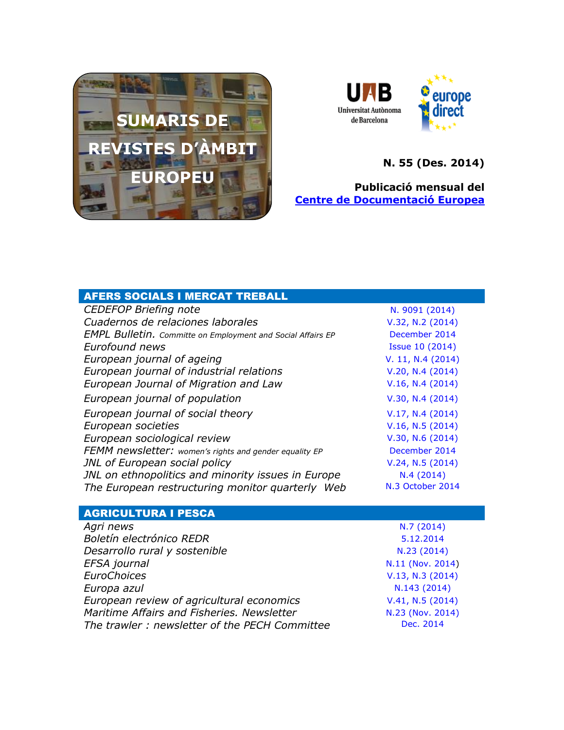# SUMARIS DE REVISTES D'ÀMBIT EUROPEU

**N. 55 (Des. 2014)**

**Publicació mensual del Centre de Documentació Europea**

## AFERS SOCIALS I MERCAT TREBALL

| | |
|---|---|
| *CEDEFOP Briefing note* | N. 9091 (2014) |
| *Cuadernos de relaciones laborales* | V.32, N.2 (2014) |
| *EMPL Bulletin.* *Committe on Employment and Social Affairs EP* | December 2014 |
| *Eurofound news* | Issue 10 (2014) |
| *European journal of ageing* | V. 11, N.4 (2014) |
| *European journal of industrial relations* | V.20, N.4 (2014) |
| *European Journal of Migration and Law* | V.16, N.4 (2014) |
| *European journal of population* | V.30, N.4 (2014) |
| *European journal of social theory* | V.17, N.4 (2014) |
| *European societies* | V.16, N.5 (2014) |
| *European sociological review* | V.30, N.6 (2014) |
| *FEMM newsletter:* *women's rights and gender equality EP* | December 2014 |
| *JNL of European social policy* | V.24, N.5 (2014) |
| *JNL on ethnopolitics and minority issues in Europe* | N.4 (2014) |
| *The European restructuring monitor quarterly* Web | N.3 October 2014 |

## AGRICULTURA I PESCA

| | |
|---|---|
| *Agri news* | N.7 (2014) |
| *Boletín electrónico REDR* | 5.12.2014 |
| *Desarrollo rural y sostenible* | N.23 (2014) |
| *EFSA journal* | N.11 (Nov. 2014) |
| *EuroChoices* | V.13, N.3 (2014) |
| *Europa azul* | N.143 (2014) |
| *European review of agricultural economics* | V.41, N.5 (2014) |
| *Maritime Affairs and Fisheries. Newsletter* | N.23 (Nov. 2014) |
| *The trawler : newsletter of the PECH Committee* | Dec. 2014 |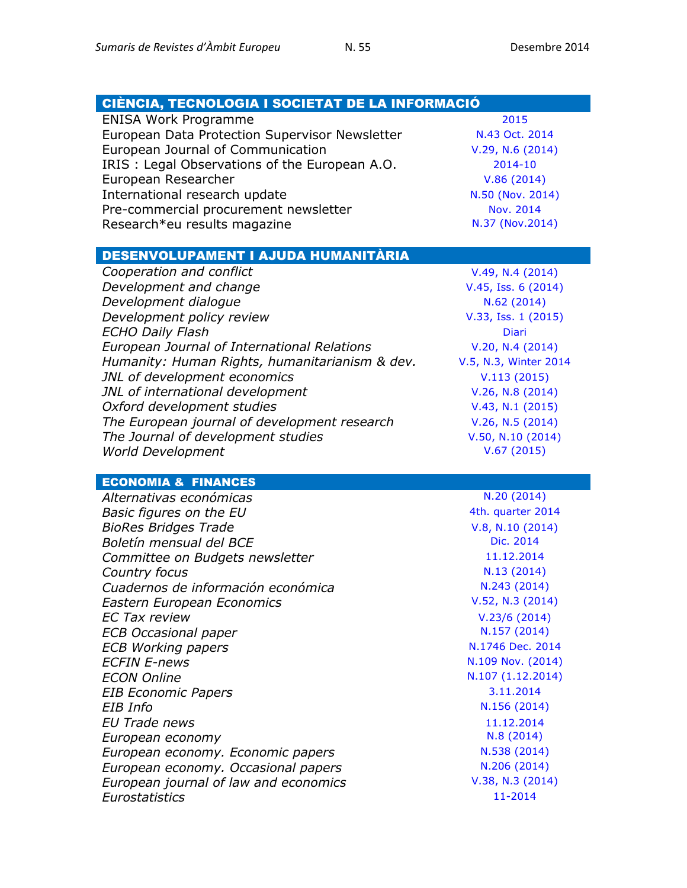## CIÈNCIA, TECNOLOGIA I SOCIETAT DE LA INFORMACIÓ

| | |
|---|---|
| ENISA Work Programme | 2015 |
| European Data Protection Supervisor Newsletter | N.43 Oct. 2014 |
| European Journal of Communication | V.29, N.6 (2014) |
| IRIS : Legal Observations of the European A.O. | 2014-10 |
| European Researcher | V.86 (2014) |
| International research update | N.50 (Nov. 2014) |
| Pre-commercial procurement newsletter | Nov. 2014 |
| Research*eu results magazine | N.37 (Nov.2014) |

## DESENVOLUPAMENT I AJUDA HUMANITÀRIA

| | |
|---|---|
| *Cooperation and conflict* | V.49, N.4 (2014) |
| *Development and change* | V.45, Iss. 6 (2014) |
| *Development dialogue* | N.62 (2014) |
| *Development policy review* | V.33, Iss. 1 (2015) |
| *ECHO Daily Flash* | Diari |
| *European Journal of International Relations* | V.20, N.4 (2014) |
| *Humanity: Human Rights, humanitarianism & dev.* | V.5, N.3, Winter 2014 |
| *JNL of development economics* | V.113 (2015) |
| *JNL of international development* | V.26, N.8 (2014) |
| *Oxford development studies* | V.43, N.1 (2015) |
| *The European journal of development research* | V.26, N.5 (2014) |
| *The Journal of development studies* | V.50, N.10 (2014) |
| *World Development* | V.67 (2015) |

## ECONOMIA & FINANCES

| | |
|---|---|
| *Alternativas económicas* | N.20 (2014) |
| *Basic figures on the EU* | 4th. quarter 2014 |
| *BioRes Bridges Trade* | V.8, N.10 (2014) |
| *Boletín mensual del BCE* | Dic. 2014 |
| *Committee on Budgets newsletter* | 11.12.2014 |
| *Country focus* | N.13 (2014) |
| *Cuadernos de información económica* | N.243 (2014) |
| *Eastern European Economics* | V.52, N.3 (2014) |
| *EC Tax review* | V.23/6 (2014) |
| *ECB Occasional paper* | N.157 (2014) |
| *ECB Working papers* | N.1746 Dec. 2014 |
| *ECFIN E-news* | N.109 Nov. (2014) |
| *ECON Online* | N.107 (1.12.2014) |
| *EIB Economic Papers* | 3.11.2014 |
| *EIB Info* | N.156 (2014) |
| *EU Trade news* | 11.12.2014 |
| *European economy* | N.8 (2014) |
| *European economy. Economic papers* | N.538 (2014) |
| *European economy. Occasional papers* | N.206 (2014) |
| *European journal of law and economics* | V.38, N.3 (2014) |
| *Eurostatistics* | 11-2014 |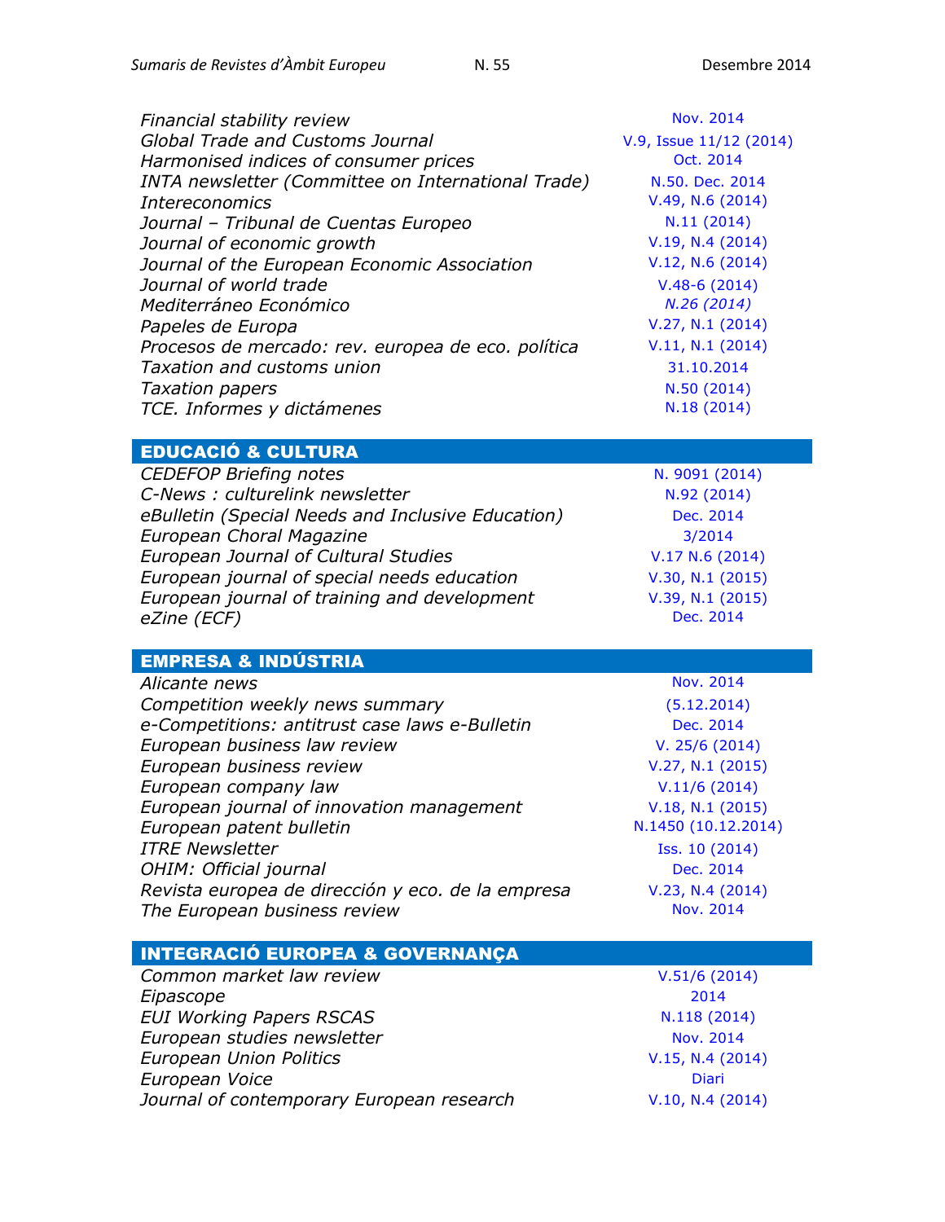| | |
|---|---|
| *Financial stability review* | Nov. 2014 |
| *Global Trade and Customs Journal* | V.9, Issue 11/12 (2014) |
| *Harmonised indices of consumer prices* | Oct. 2014 |
| *INTA newsletter (Committee on International Trade)* | N.50. Dec. 2014 |
| *Intereconomics* | V.49, N.6 (2014) |
| *Journal – Tribunal de Cuentas Europeo* | N.11 (2014) |
| *Journal of economic growth* | V.19, N.4 (2014) |
| *Journal of the European Economic Association* | V.12, N.6 (2014) |
| *Journal of world trade* | V.48-6 (2014) |
| *Mediterráneo Económico* | *N.26 (2014)* |
| *Papeles de Europa* | V.27, N.1 (2014) |
| *Procesos de mercado: rev. europea de eco. política* | V.11, N.1 (2014) |
| *Taxation and customs union* | 31.10.2014 |
| *Taxation papers* | N.50 (2014) |
| *TCE. Informes y dictámenes* | N.18 (2014) |

## EDUCACIÓ & CULTURA

| | |
|---|---|
| *CEDEFOP Briefing notes* | N. 9091 (2014) |
| *C-News : culturelink newsletter* | N.92 (2014) |
| *eBulletin (Special Needs and Inclusive Education)* | Dec. 2014 |
| *European Choral Magazine* | 3/2014 |
| *European Journal of Cultural Studies* | V.17 N.6 (2014) |
| *European journal of special needs education* | V.30, N.1 (2015) |
| *European journal of training and development* | V.39, N.1 (2015) |
| *eZine (ECF)* | Dec. 2014 |

## EMPRESA & INDÚSTRIA

| | |
|---|---|
| *Alicante news* | Nov. 2014 |
| *Competition weekly news summary* | (5.12.2014) |
| *e-Competitions: antitrust case laws e-Bulletin* | Dec. 2014 |
| *European business law review* | V. 25/6 (2014) |
| *European business review* | V.27, N.1 (2015) |
| *European company law* | V.11/6 (2014) |
| *European journal of innovation management* | V.18, N.1 (2015) |
| *European patent bulletin* | N.1450 (10.12.2014) |
| *ITRE Newsletter* | Iss. 10 (2014) |
| *OHIM: Official journal* | Dec. 2014 |
| *Revista europea de dirección y eco. de la empresa* | V.23, N.4 (2014) |
| *The European business review* | Nov. 2014 |

## INTEGRACIÓ EUROPEA & GOVERNANÇA

| | |
|---|---|
| *Common market law review* | V.51/6 (2014) |
| *Eipascope* | 2014 |
| *EUI Working Papers RSCAS* | N.118 (2014) |
| *European studies newsletter* | Nov. 2014 |
| *European Union Politics* | V.15, N.4 (2014) |
| *European Voice* | Diari |
| *Journal of contemporary European research* | V.10, N.4 (2014) |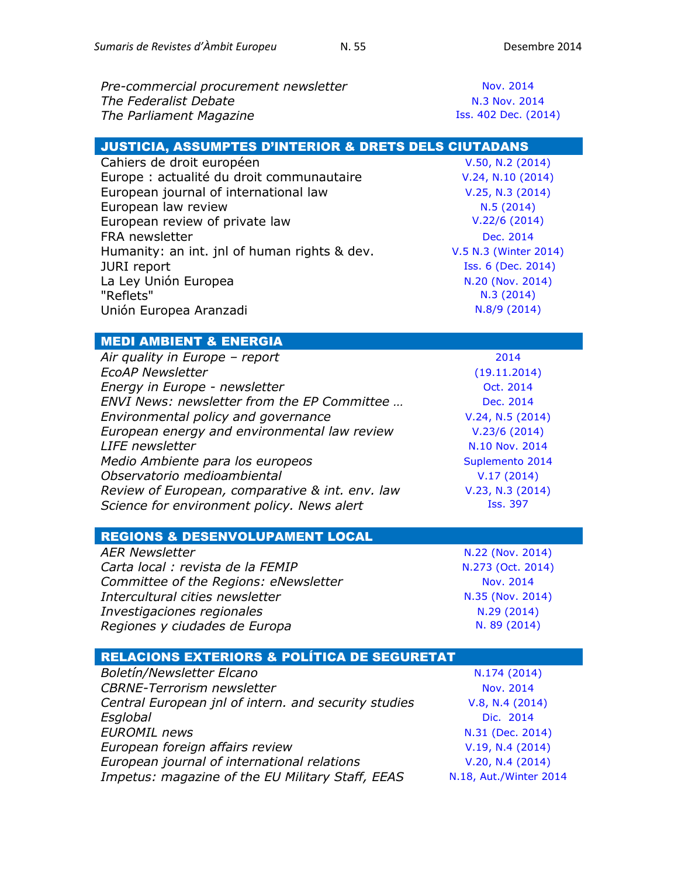| | |
|---|---|
| *Pre-commercial procurement newsletter* | Nov. 2014 |
| *The Federalist Debate* | N.3 Nov. 2014 |
| *The Parliament Magazine* | Iss. 402 Dec. (2014) |

## JUSTICIA, ASSUMPTES D'INTERIOR & DRETS DELS CIUTADANS

| | |
|---|---|
| Cahiers de droit européen | V.50, N.2 (2014) |
| Europe : actualité du droit communautaire | V.24, N.10 (2014) |
| European journal of international law | V.25, N.3 (2014) |
| European law review | N.5 (2014) |
| European review of private law | V.22/6 (2014) |
| FRA newsletter | Dec. 2014 |
| Humanity: an int. jnl of human rights & dev. | V.5 N.3 (Winter 2014) |
| JURI report | Iss. 6 (Dec. 2014) |
| La Ley Unión Europea | N.20 (Nov. 2014) |
| "Reflets" | N.3 (2014) |
| Unión Europea Aranzadi | N.8/9 (2014) |

## MEDI AMBIENT & ENERGIA

| | |
|---|---|
| *Air quality in Europe – report* | 2014 |
| *EcoAP Newsletter* | (19.11.2014) |
| *Energy in Europe - newsletter* | Oct. 2014 |
| *ENVI News: newsletter from the EP Committee …* | Dec. 2014 |
| *Environmental policy and governance* | V.24, N.5 (2014) |
| *European energy and environmental law review* | V.23/6 (2014) |
| *LIFE newsletter* | N.10 Nov. 2014 |
| *Medio Ambiente para los europeos* | Suplemento 2014 |
| *Observatorio medioambiental* | V.17 (2014) |
| *Review of European, comparative & int. env. law* | V.23, N.3 (2014) |
| *Science for environment policy. News alert* | Iss. 397 |

## REGIONS & DESENVOLUPAMENT LOCAL

| | |
|---|---|
| *AER Newsletter* | N.22 (Nov. 2014) |
| *Carta local : revista de la FEMIP* | N.273 (Oct. 2014) |
| *Committee of the Regions: eNewsletter* | Nov. 2014 |
| *Intercultural cities newsletter* | N.35 (Nov. 2014) |
| *Investigaciones regionales* | N.29 (2014) |
| *Regiones y ciudades de Europa* | N. 89 (2014) |

## RELACIONS EXTERIORS & POLÍTICA DE SEGURETAT

| | |
|---|---|
| *Boletín/Newsletter Elcano* | N.174 (2014) |
| *CBRNE-Terrorism newsletter* | Nov. 2014 |
| *Central European jnl of intern. and security studies* | V.8, N.4 (2014) |
| *Esglobal* | Dic. 2014 |
| *EUROMIL news* | N.31 (Dec. 2014) |
| *European foreign affairs review* | V.19, N.4 (2014) |
| *European journal of international relations* | V.20, N.4 (2014) |
| *Impetus: magazine of the EU Military Staff, EEAS* | N.18, Aut./Winter 2014 |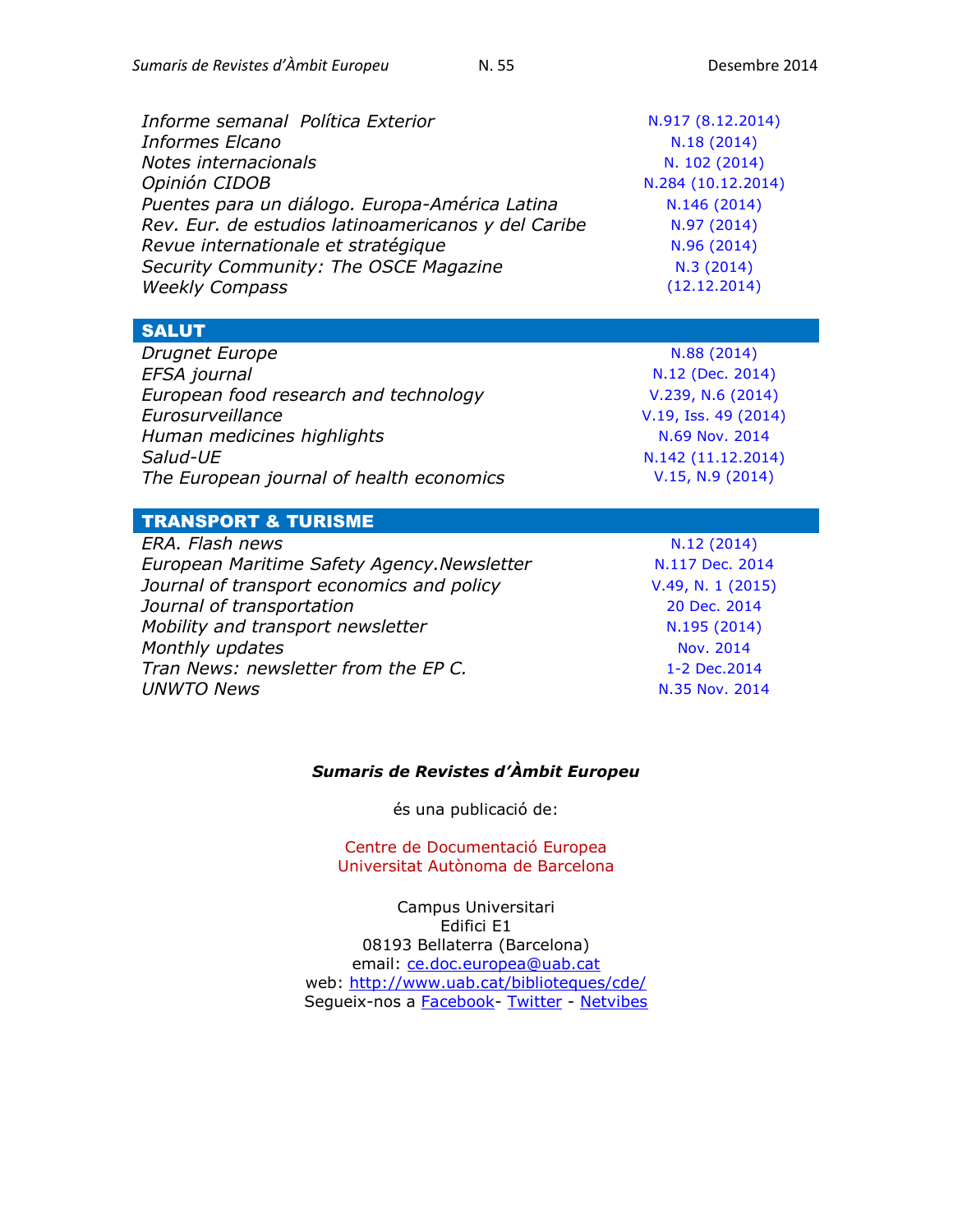| | |
|---|---|
| *Informe semanal Política Exterior* | N.917 (8.12.2014) |
| *Informes Elcano* | N.18 (2014) |
| *Notes internacionals* | N. 102 (2014) |
| *Opinión CIDOB* | N.284 (10.12.2014) |
| *Puentes para un diálogo. Europa-América Latina* | N.146 (2014) |
| *Rev. Eur. de estudios latinoamericanos y del Caribe* | N.97 (2014) |
| *Revue internationale et stratégique* | N.96 (2014) |
| *Security Community: The OSCE Magazine* | N.3 (2014) |
| *Weekly Compass* | (12.12.2014) |

## SALUT

| | |
|---|---|
| *Drugnet Europe* | N.88 (2014) |
| *EFSA journal* | N.12 (Dec. 2014) |
| *European food research and technology* | V.239, N.6 (2014) |
| *Eurosurveillance* | V.19, Iss. 49 (2014) |
| *Human medicines highlights* | N.69 Nov. 2014 |
| *Salud-UE* | N.142 (11.12.2014) |
| *The European journal of health economics* | V.15, N.9 (2014) |

## TRANSPORT & TURISME

| | |
|---|---|
| *ERA. Flash news* | N.12 (2014) |
| *European Maritime Safety Agency.Newsletter* | N.117 Dec. 2014 |
| *Journal of transport economics and policy* | V.49, N. 1 (2015) |
| *Journal of transportation* | 20 Dec. 2014 |
| *Mobility and transport newsletter* | N.195 (2014) |
| *Monthly updates* | Nov. 2014 |
| *Tran News: newsletter from the EP C.* | 1-2 Dec.2014 |
| *UNWTO News* | N.35 Nov. 2014 |

***Sumaris de Revistes d'Àmbit Europeu***

és una publicació de:

Centre de Documentació Europea
Universitat Autònoma de Barcelona

Campus Universitari
Edifici E1
08193 Bellaterra (Barcelona)
email: ce.doc.europea@uab.cat
web: http://www.uab.cat/biblioteques/cde/
Segueix-nos a Facebook- Twitter - Netvibes